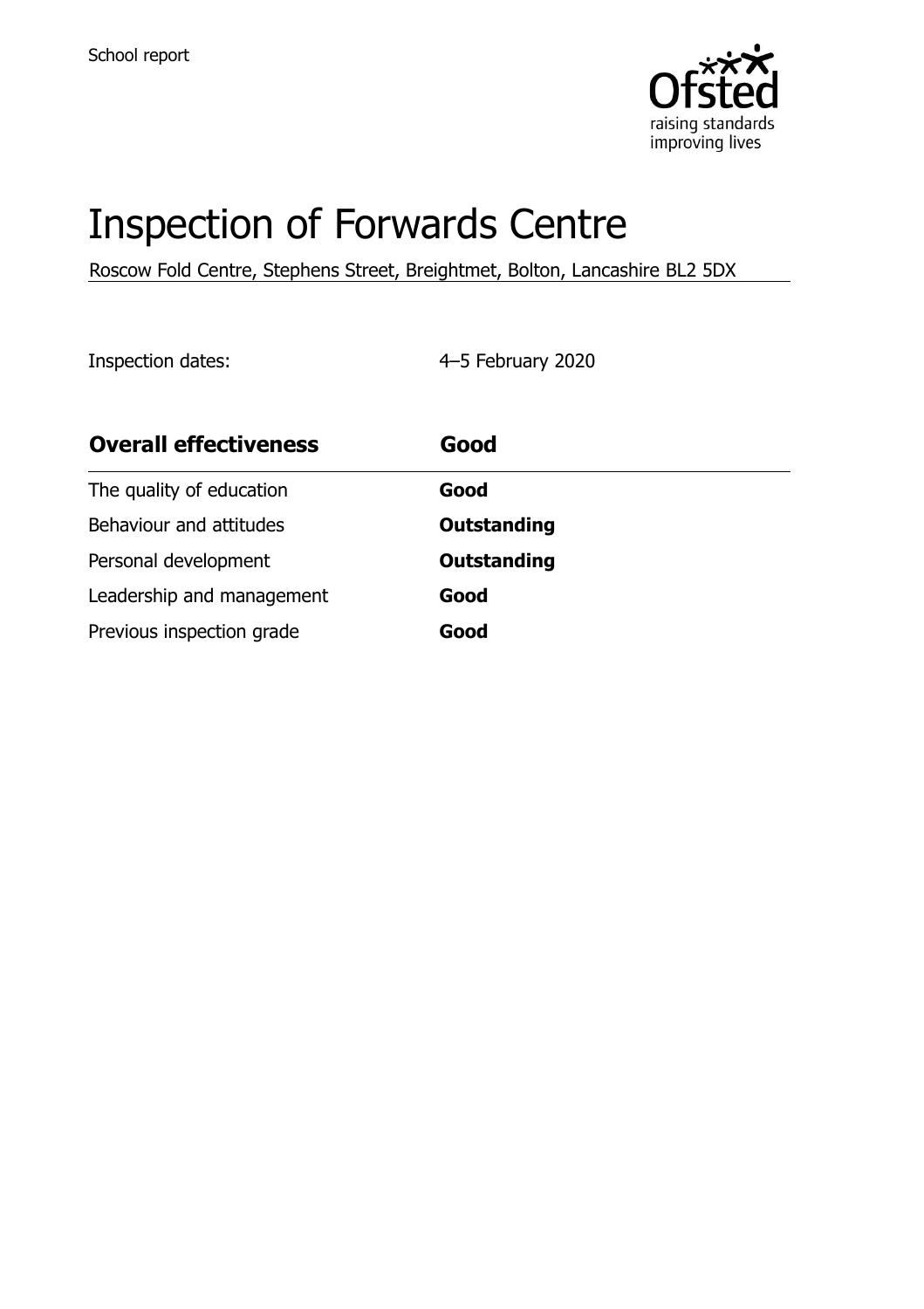School report

# Inspection of Forwards Centre

Roscow Fold Centre, Stephens Street, Breightmet, Bolton, Lancashire BL2 5DX

Inspection dates: 4–5 February 2020

| **Overall effectiveness** | **Good** |
| --- | --- |
| The quality of education | **Good** |
| Behaviour and attitudes | **Outstanding** |
| Personal development | **Outstanding** |
| Leadership and management | **Good** |
| Previous inspection grade | **Good** |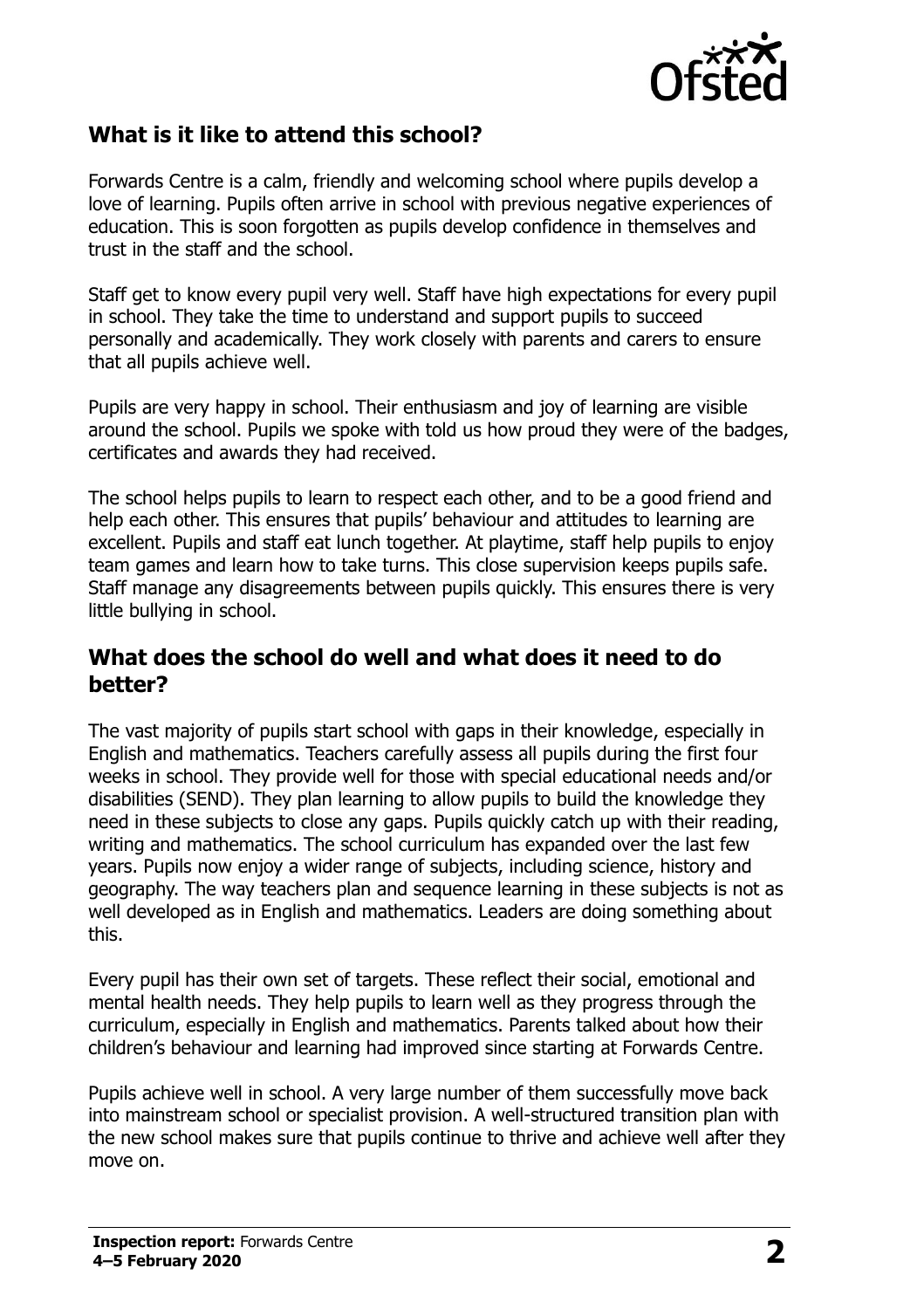## What is it like to attend this school?

Forwards Centre is a calm, friendly and welcoming school where pupils develop a love of learning. Pupils often arrive in school with previous negative experiences of education. This is soon forgotten as pupils develop confidence in themselves and trust in the staff and the school.

Staff get to know every pupil very well. Staff have high expectations for every pupil in school. They take the time to understand and support pupils to succeed personally and academically. They work closely with parents and carers to ensure that all pupils achieve well.

Pupils are very happy in school. Their enthusiasm and joy of learning are visible around the school. Pupils we spoke with told us how proud they were of the badges, certificates and awards they had received.

The school helps pupils to learn to respect each other, and to be a good friend and help each other. This ensures that pupils' behaviour and attitudes to learning are excellent. Pupils and staff eat lunch together. At playtime, staff help pupils to enjoy team games and learn how to take turns. This close supervision keeps pupils safe. Staff manage any disagreements between pupils quickly. This ensures there is very little bullying in school.

## What does the school do well and what does it need to do better?

The vast majority of pupils start school with gaps in their knowledge, especially in English and mathematics. Teachers carefully assess all pupils during the first four weeks in school. They provide well for those with special educational needs and/or disabilities (SEND). They plan learning to allow pupils to build the knowledge they need in these subjects to close any gaps. Pupils quickly catch up with their reading, writing and mathematics. The school curriculum has expanded over the last few years. Pupils now enjoy a wider range of subjects, including science, history and geography. The way teachers plan and sequence learning in these subjects is not as well developed as in English and mathematics. Leaders are doing something about this.

Every pupil has their own set of targets. These reflect their social, emotional and mental health needs. They help pupils to learn well as they progress through the curriculum, especially in English and mathematics. Parents talked about how their children's behaviour and learning had improved since starting at Forwards Centre.

Pupils achieve well in school. A very large number of them successfully move back into mainstream school or specialist provision. A well-structured transition plan with the new school makes sure that pupils continue to thrive and achieve well after they move on.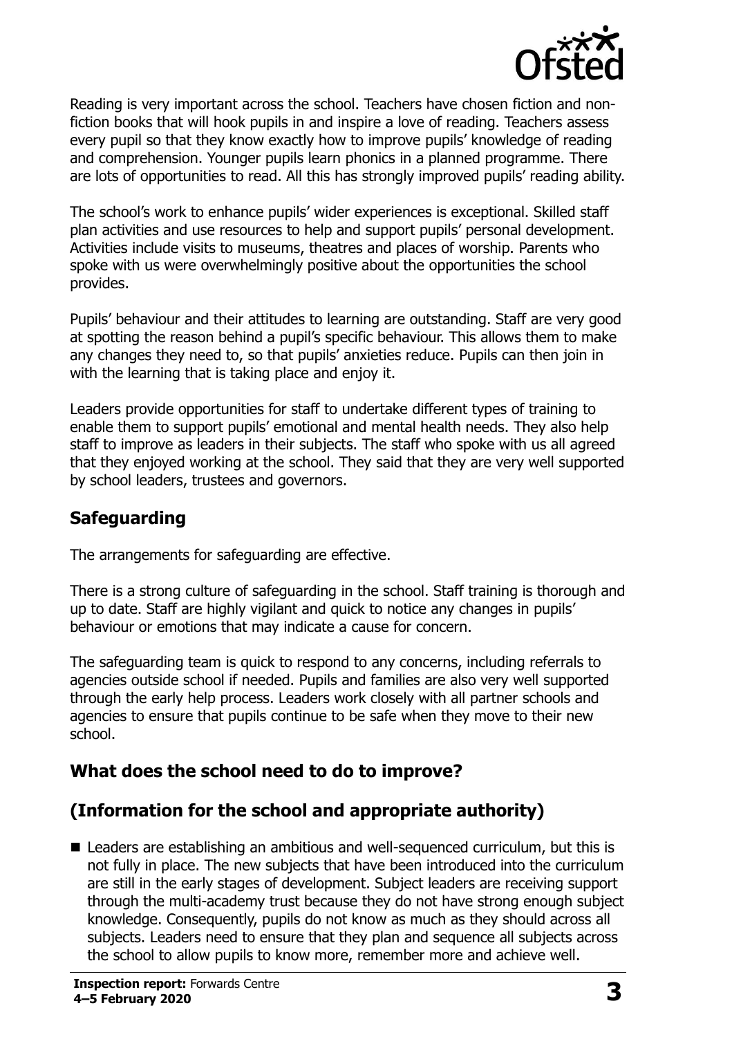Reading is very important across the school. Teachers have chosen fiction and non-fiction books that will hook pupils in and inspire a love of reading. Teachers assess every pupil so that they know exactly how to improve pupils' knowledge of reading and comprehension. Younger pupils learn phonics in a planned programme. There are lots of opportunities to read. All this has strongly improved pupils' reading ability.

The school's work to enhance pupils' wider experiences is exceptional. Skilled staff plan activities and use resources to help and support pupils' personal development. Activities include visits to museums, theatres and places of worship. Parents who spoke with us were overwhelmingly positive about the opportunities the school provides.

Pupils' behaviour and their attitudes to learning are outstanding. Staff are very good at spotting the reason behind a pupil's specific behaviour. This allows them to make any changes they need to, so that pupils' anxieties reduce. Pupils can then join in with the learning that is taking place and enjoy it.

Leaders provide opportunities for staff to undertake different types of training to enable them to support pupils' emotional and mental health needs. They also help staff to improve as leaders in their subjects. The staff who spoke with us all agreed that they enjoyed working at the school. They said that they are very well supported by school leaders, trustees and governors.

## Safeguarding

The arrangements for safeguarding are effective.

There is a strong culture of safeguarding in the school. Staff training is thorough and up to date. Staff are highly vigilant and quick to notice any changes in pupils' behaviour or emotions that may indicate a cause for concern.

The safeguarding team is quick to respond to any concerns, including referrals to agencies outside school if needed. Pupils and families are also very well supported through the early help process. Leaders work closely with all partner schools and agencies to ensure that pupils continue to be safe when they move to their new school.

## What does the school need to do to improve?

## (Information for the school and appropriate authority)

- Leaders are establishing an ambitious and well-sequenced curriculum, but this is not fully in place. The new subjects that have been introduced into the curriculum are still in the early stages of development. Subject leaders are receiving support through the multi-academy trust because they do not have strong enough subject knowledge. Consequently, pupils do not know as much as they should across all subjects. Leaders need to ensure that they plan and sequence all subjects across the school to allow pupils to know more, remember more and achieve well.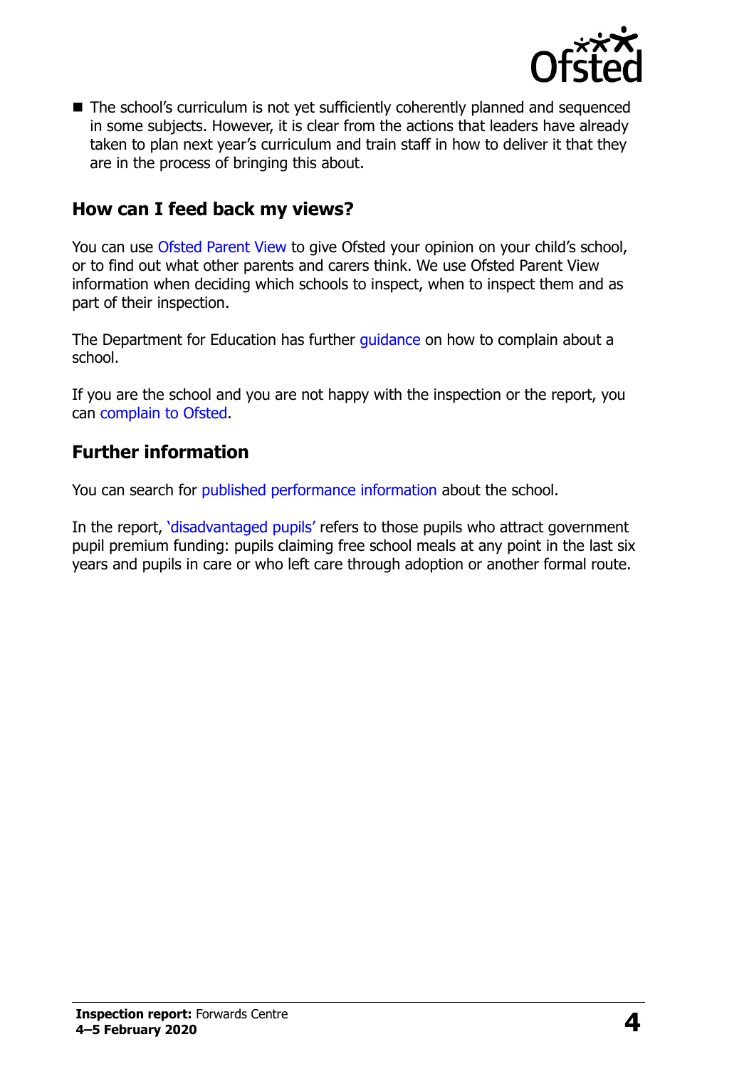- The school's curriculum is not yet sufficiently coherently planned and sequenced in some subjects. However, it is clear from the actions that leaders have already taken to plan next year's curriculum and train staff in how to deliver it that they are in the process of bringing this about.

## How can I feed back my views?

You can use Ofsted Parent View to give Ofsted your opinion on your child's school, or to find out what other parents and carers think. We use Ofsted Parent View information when deciding which schools to inspect, when to inspect them and as part of their inspection.

The Department for Education has further guidance on how to complain about a school.

If you are the school and you are not happy with the inspection or the report, you can complain to Ofsted.

## Further information

You can search for published performance information about the school.

In the report, 'disadvantaged pupils' refers to those pupils who attract government pupil premium funding: pupils claiming free school meals at any point in the last six years and pupils in care or who left care through adoption or another formal route.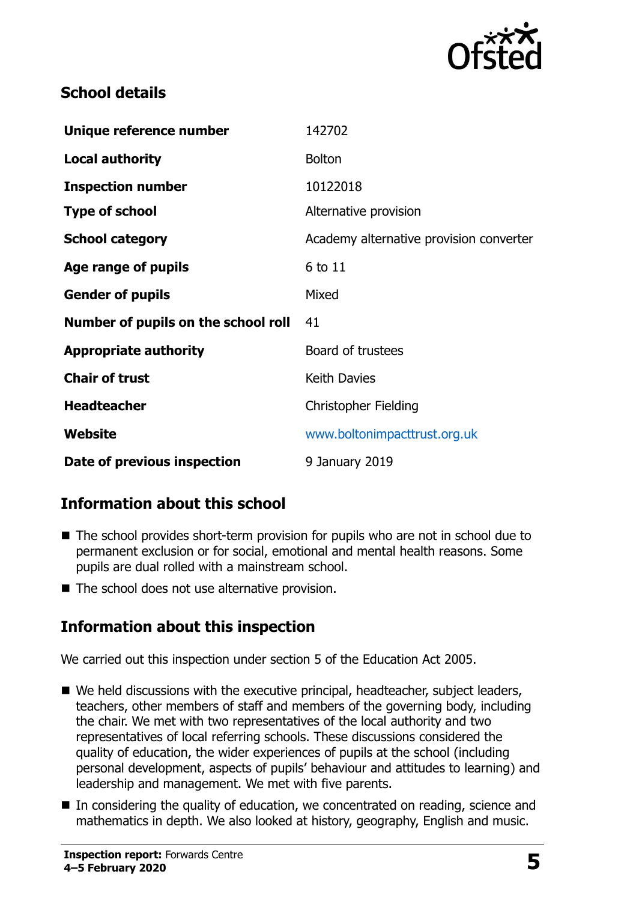## School details

| | |
|---|---|
| **Unique reference number** | 142702 |
| **Local authority** | Bolton |
| **Inspection number** | 10122018 |
| **Type of school** | Alternative provision |
| **School category** | Academy alternative provision converter |
| **Age range of pupils** | 6 to 11 |
| **Gender of pupils** | Mixed |
| **Number of pupils on the school roll** | 41 |
| **Appropriate authority** | Board of trustees |
| **Chair of trust** | Keith Davies |
| **Headteacher** | Christopher Fielding |
| **Website** | www.boltonimpacttrust.org.uk |
| **Date of previous inspection** | 9 January 2019 |

## Information about this school

- The school provides short-term provision for pupils who are not in school due to permanent exclusion or for social, emotional and mental health reasons. Some pupils are dual rolled with a mainstream school.
- The school does not use alternative provision.

## Information about this inspection

We carried out this inspection under section 5 of the Education Act 2005.

- We held discussions with the executive principal, headteacher, subject leaders, teachers, other members of staff and members of the governing body, including the chair. We met with two representatives of the local authority and two representatives of local referring schools. These discussions considered the quality of education, the wider experiences of pupils at the school (including personal development, aspects of pupils' behaviour and attitudes to learning) and leadership and management. We met with five parents.
- In considering the quality of education, we concentrated on reading, science and mathematics in depth. We also looked at history, geography, English and music.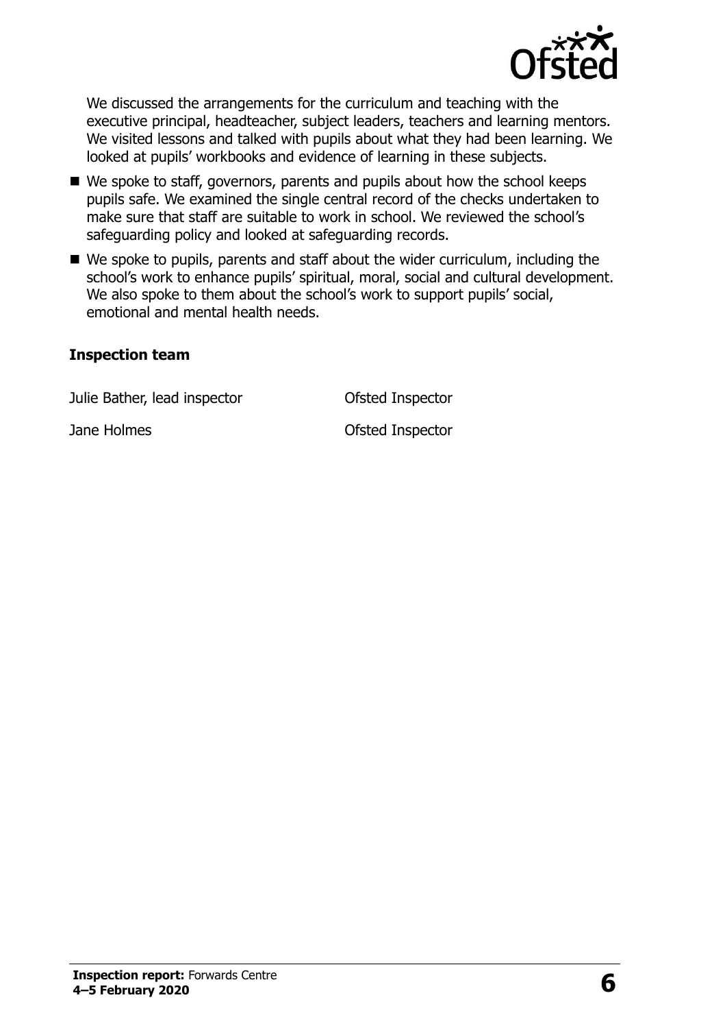We discussed the arrangements for the curriculum and teaching with the executive principal, headteacher, subject leaders, teachers and learning mentors. We visited lessons and talked with pupils about what they had been learning. We looked at pupils' workbooks and evidence of learning in these subjects.

- We spoke to staff, governors, parents and pupils about how the school keeps pupils safe. We examined the single central record of the checks undertaken to make sure that staff are suitable to work in school. We reviewed the school's safeguarding policy and looked at safeguarding records.
- We spoke to pupils, parents and staff about the wider curriculum, including the school's work to enhance pupils' spiritual, moral, social and cultural development. We also spoke to them about the school's work to support pupils' social, emotional and mental health needs.

**Inspection team**

| | |
|---|---|
| Julie Bather, lead inspector | Ofsted Inspector |
| Jane Holmes | Ofsted Inspector |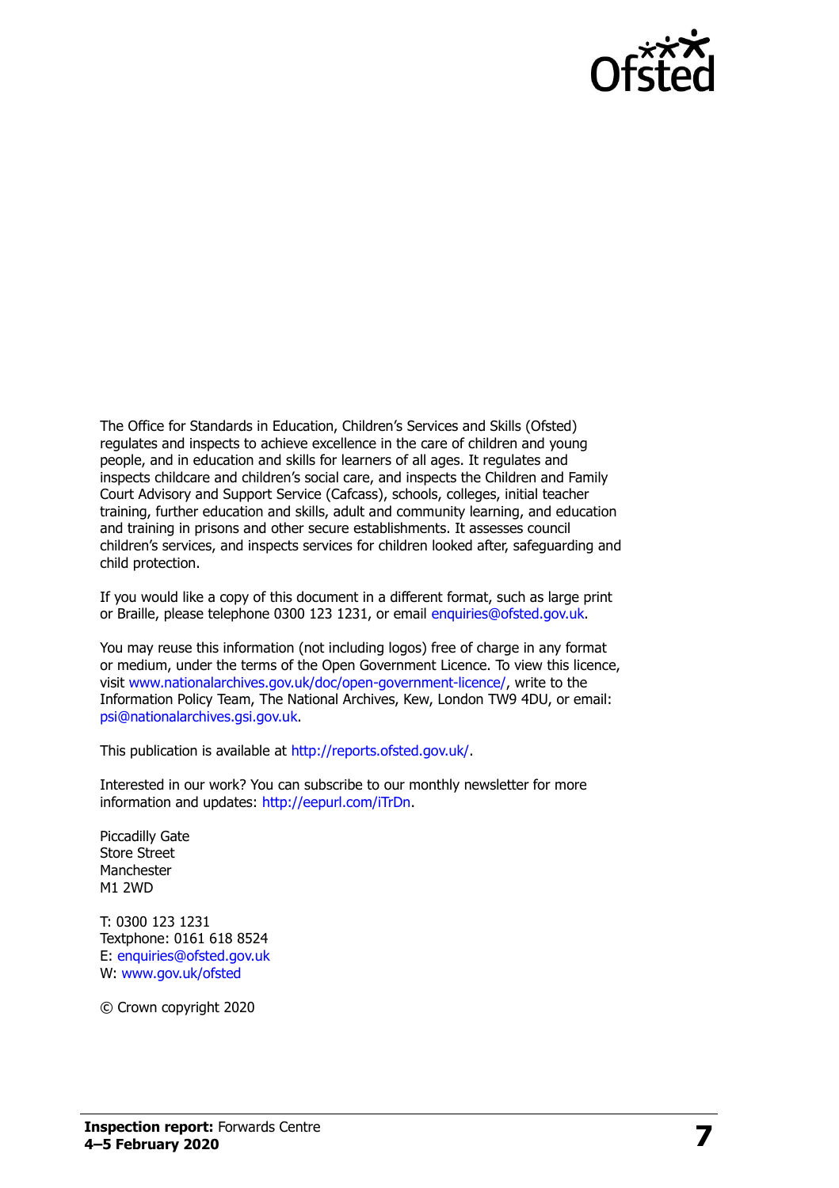The Office for Standards in Education, Children's Services and Skills (Ofsted) regulates and inspects to achieve excellence in the care of children and young people, and in education and skills for learners of all ages. It regulates and inspects childcare and children's social care, and inspects the Children and Family Court Advisory and Support Service (Cafcass), schools, colleges, initial teacher training, further education and skills, adult and community learning, and education and training in prisons and other secure establishments. It assesses council children's services, and inspects services for children looked after, safeguarding and child protection.

If you would like a copy of this document in a different format, such as large print or Braille, please telephone 0300 123 1231, or email enquiries@ofsted.gov.uk.

You may reuse this information (not including logos) free of charge in any format or medium, under the terms of the Open Government Licence. To view this licence, visit www.nationalarchives.gov.uk/doc/open-government-licence/, write to the Information Policy Team, The National Archives, Kew, London TW9 4DU, or email: psi@nationalarchives.gsi.gov.uk.

This publication is available at http://reports.ofsted.gov.uk/.

Interested in our work? You can subscribe to our monthly newsletter for more information and updates: http://eepurl.com/iTrDn.

Piccadilly Gate
Store Street
Manchester
M1 2WD

T: 0300 123 1231
Textphone: 0161 618 8524
E: enquiries@ofsted.gov.uk
W: www.gov.uk/ofsted

© Crown copyright 2020